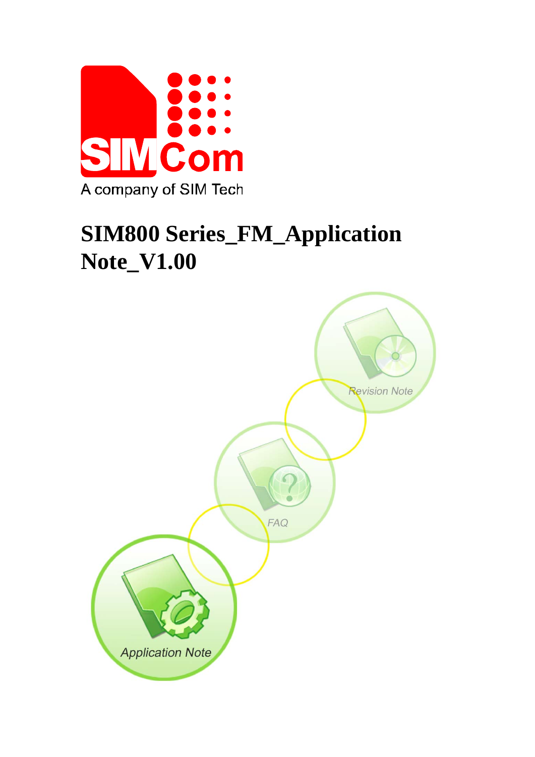SIMCom

A company of SIM Tech

# SIM800 Series_FM_Application Note_V1.00

Revision Note

FAQ

Application Note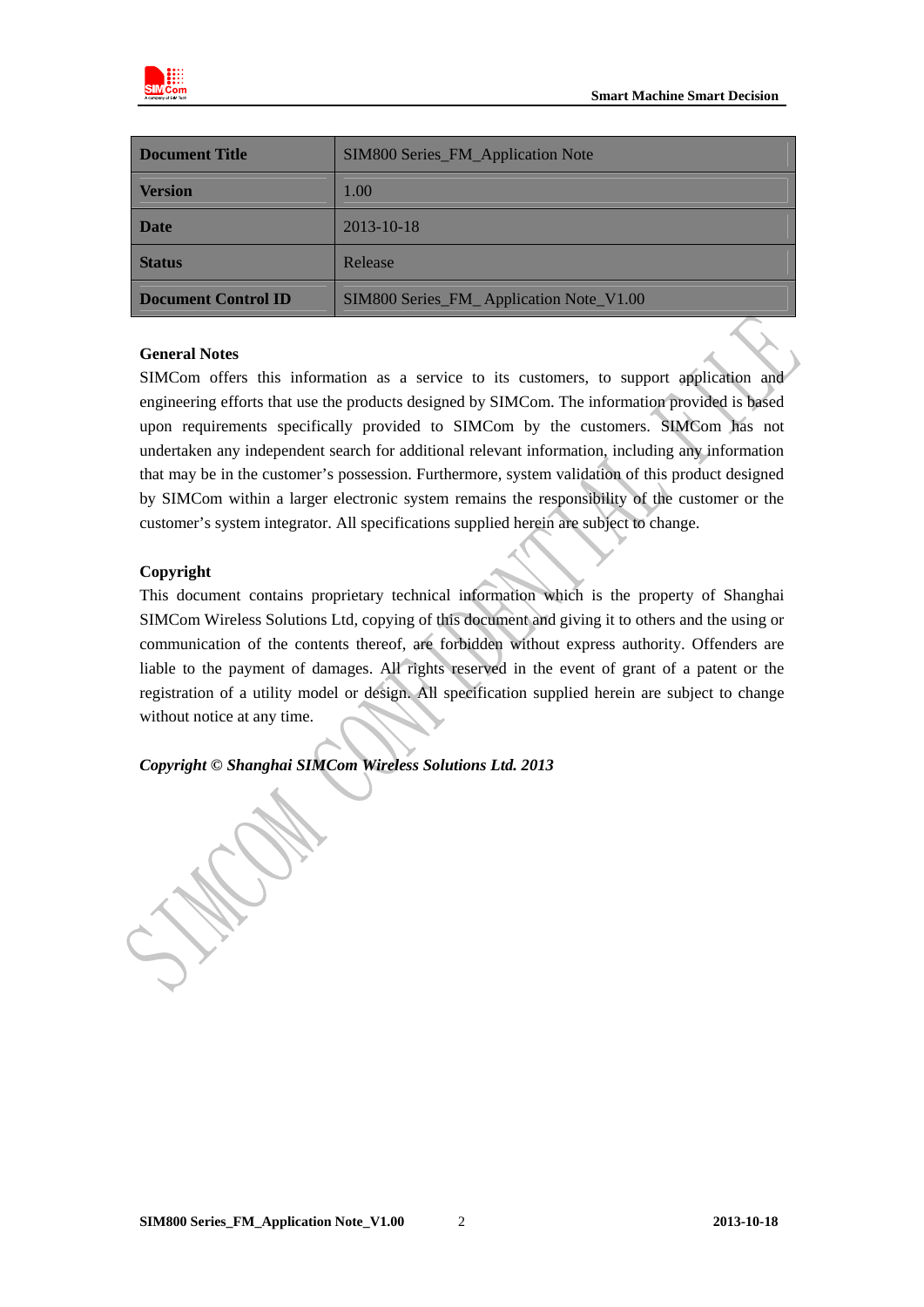| Document Title | SIM800 Series_FM_Application Note |
|---|---|
| Version | 1.00 |
| Date | 2013-10-18 |
| Status | Release |
| Document Control ID | SIM800 Series_FM_ Application Note_V1.00 |

**General Notes**

SIMCom offers this information as a service to its customers, to support application and engineering efforts that use the products designed by SIMCom. The information provided is based upon requirements specifically provided to SIMCom by the customers. SIMCom has not undertaken any independent search for additional relevant information, including any information that may be in the customer's possession. Furthermore, system validation of this product designed by SIMCom within a larger electronic system remains the responsibility of the customer or the customer's system integrator. All specifications supplied herein are subject to change.

**Copyright**

This document contains proprietary technical information which is the property of Shanghai SIMCom Wireless Solutions Ltd, copying of this document and giving it to others and the using or communication of the contents thereof, are forbidden without express authority. Offenders are liable to the payment of damages. All rights reserved in the event of grant of a patent or the registration of a utility model or design. All specification supplied herein are subject to change without notice at any time.

***Copyright © Shanghai SIMCom Wireless Solutions Ltd. 2013***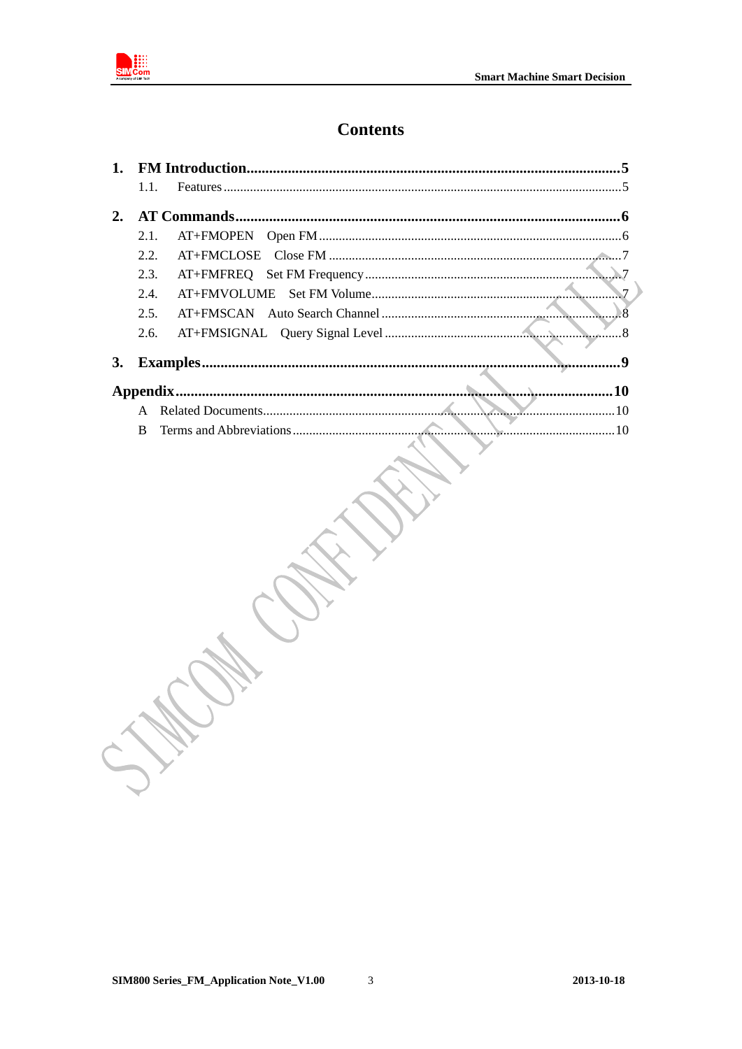# Contents

1. **FM Introduction** ..... **5**
   - 1.1. Features ..... 5
2. **AT Commands** ..... **6**
   - 2.1. AT+FMOPEN Open FM ..... 6
   - 2.2. AT+FMCLOSE Close FM ..... 7
   - 2.3. AT+FMFREQ Set FM Frequency ..... 7
   - 2.4. AT+FMVOLUME Set FM Volume ..... 7
   - 2.5. AT+FMSCAN Auto Search Channel ..... 8
   - 2.6. AT+FMSIGNAL Query Signal Level ..... 8
3. **Examples** ..... **9**

**Appendix** ..... **10**
- A Related Documents ..... 10
- B Terms and Abbreviations ..... 10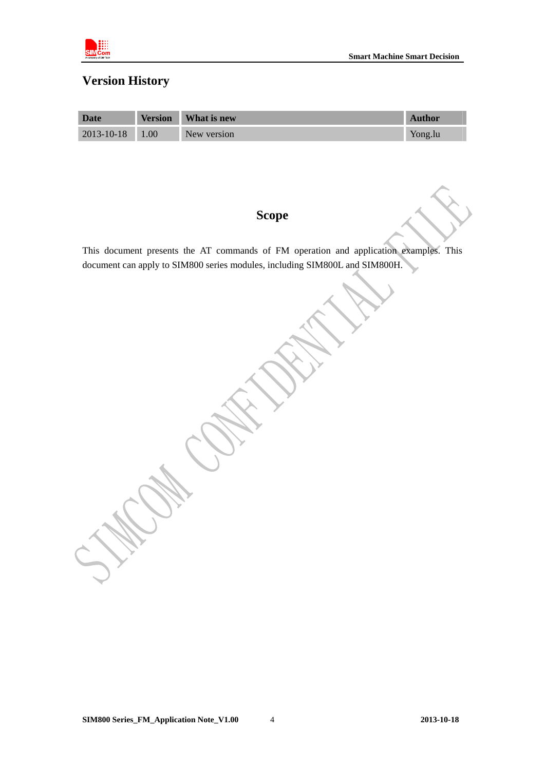# Version History

| Date | Version | What is new | Author |
| --- | --- | --- | --- |
| 2013-10-18 | 1.00 | New version | Yong.lu |

# Scope

This document presents the AT commands of FM operation and application examples. This document can apply to SIM800 series modules, including SIM800L and SIM800H.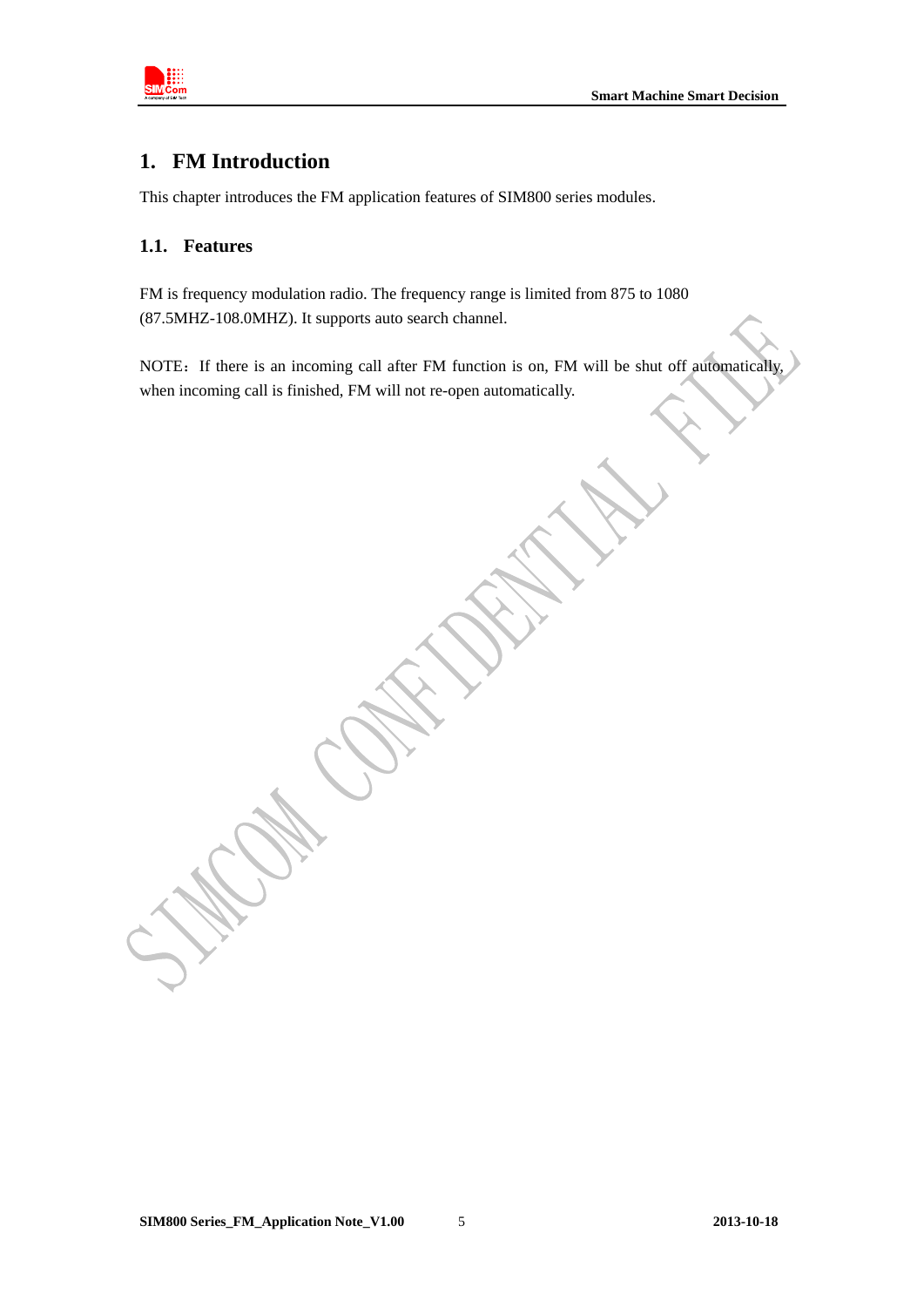# 1. FM Introduction

This chapter introduces the FM application features of SIM800 series modules.

## 1.1. Features

FM is frequency modulation radio. The frequency range is limited from 875 to 1080 (87.5MHZ-108.0MHZ). It supports auto search channel.

NOTE：If there is an incoming call after FM function is on, FM will be shut off automatically, when incoming call is finished, FM will not re-open automatically.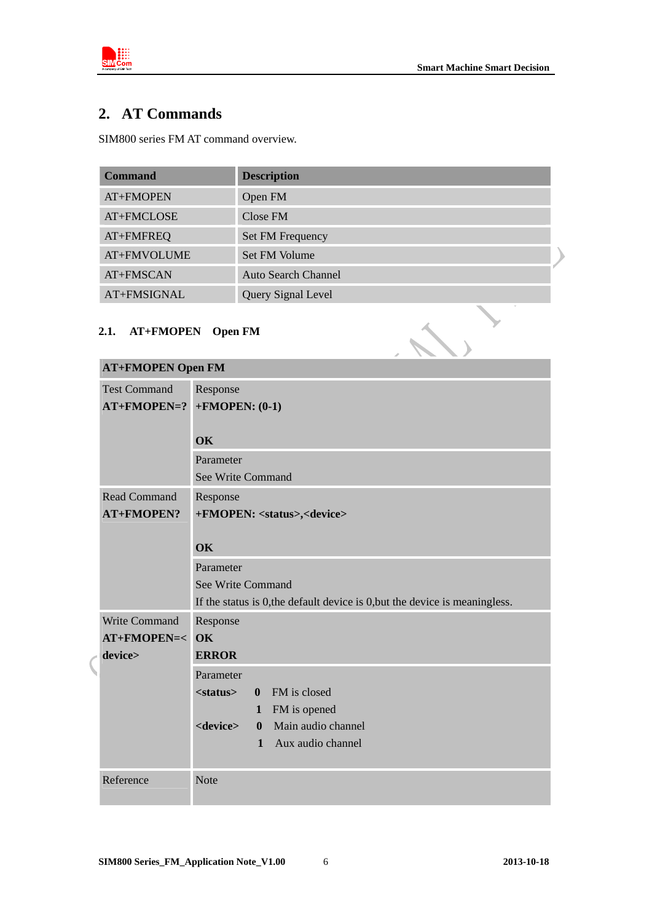## 2. AT Commands

SIM800 series FM AT command overview.

| Command | Description |
| --- | --- |
| AT+FMOPEN | Open FM |
| AT+FMCLOSE | Close FM |
| AT+FMFREQ | Set FM Frequency |
| AT+FMVOLUME | Set FM Volume |
| AT+FMSCAN | Auto Search Channel |
| AT+FMSIGNAL | Query Signal Level |

### 2.1. AT+FMOPEN Open FM

| AT+FMOPEN Open FM | |
| --- | --- |
| Test Command<br>**AT+FMOPEN=?** | Response<br>**+FMOPEN: (0-1)**<br><br>**OK** |
| | Parameter<br>See Write Command |
| Read Command<br>**AT+FMOPEN?** | Response<br>**+FMOPEN: <status>,<device>**<br><br>**OK** |
| | Parameter<br>See Write Command<br>If the status is 0,the default device is 0,but the device is meaningless. |
| Write Command<br>**AT+FMOPEN=<device>** | Response<br>**OK**<br>**ERROR** |
| | Parameter<br>**<status>** **0** FM is closed<br>**1** FM is opened<br>**<device>** **0** Main audio channel<br>**1** Aux audio channel |
| Reference | Note |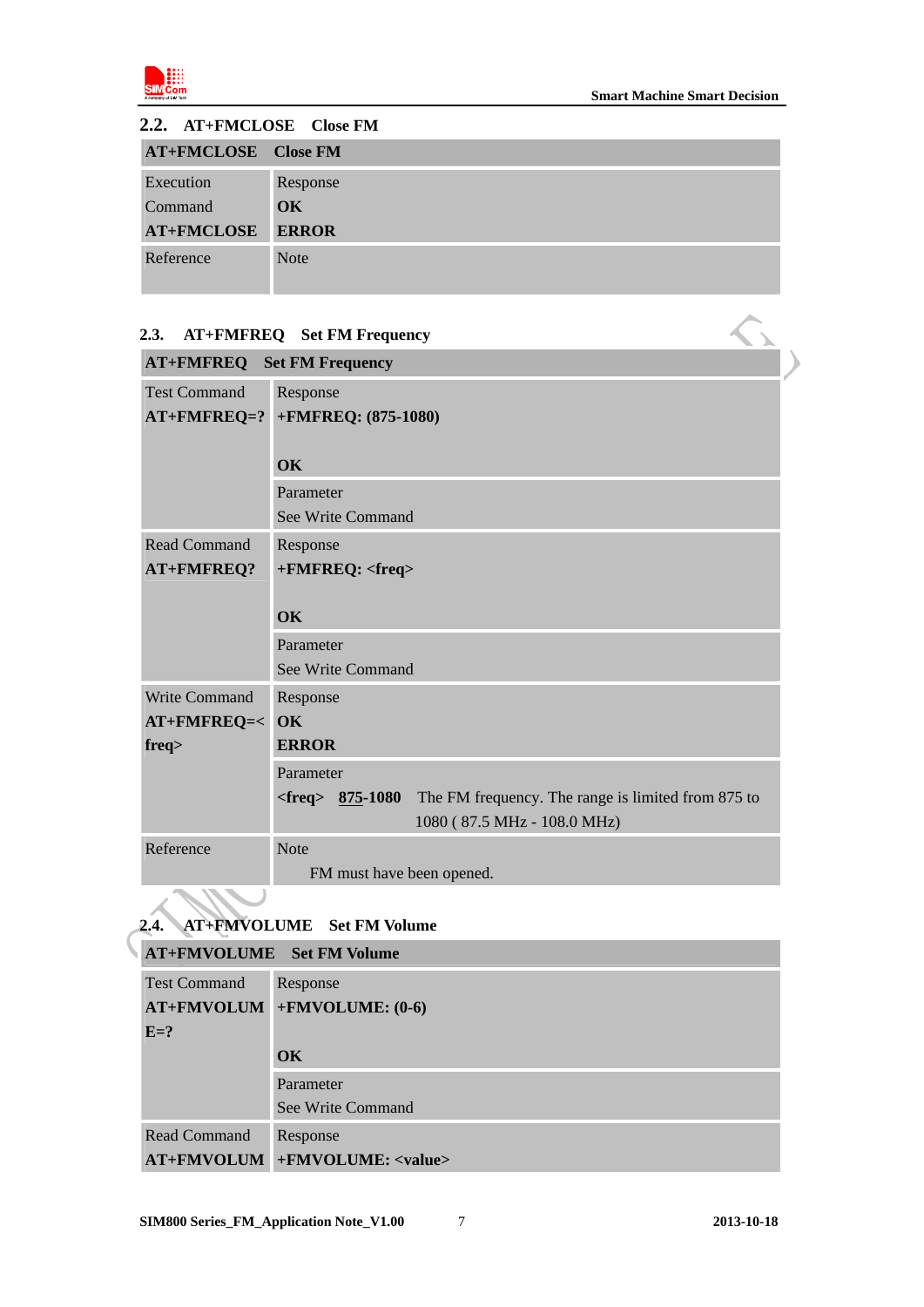## 2.2. AT+FMCLOSE Close FM

| AT+FMCLOSE | Close FM |
|---|---|
| Execution Command **AT+FMCLOSE** | Response<br>**OK**<br>**ERROR** |
| Reference | Note |

## 2.3. AT+FMFREQ Set FM Frequency

| AT+FMFREQ | Set FM Frequency |
|---|---|
| Test Command **AT+FMFREQ=?** | Response<br>**+FMFREQ: (875-1080)**<br><br>**OK** |
| | Parameter<br>See Write Command |
| Read Command **AT+FMFREQ?** | Response<br>**+FMFREQ: <freq>**<br><br>**OK** |
| | Parameter<br>See Write Command |
| Write Command **AT+FMFREQ=<freq>** | Response<br>**OK**<br>**ERROR** |
| | Parameter<br>**<freq>** **875-1080** The FM frequency. The range is limited from 875 to 1080 ( 87.5 MHz - 108.0 MHz) |
| Reference | Note<br>FM must have been opened. |

## 2.4. AT+FMVOLUME Set FM Volume

| AT+FMVOLUME | Set FM Volume |
|---|---|
| Test Command **AT+FMVOLUME=?** | Response<br>**+FMVOLUME: (0-6)**<br><br>**OK** |
| | Parameter<br>See Write Command |
| Read Command **AT+FMVOLUM** | Response<br>**+FMVOLUME: <value>** |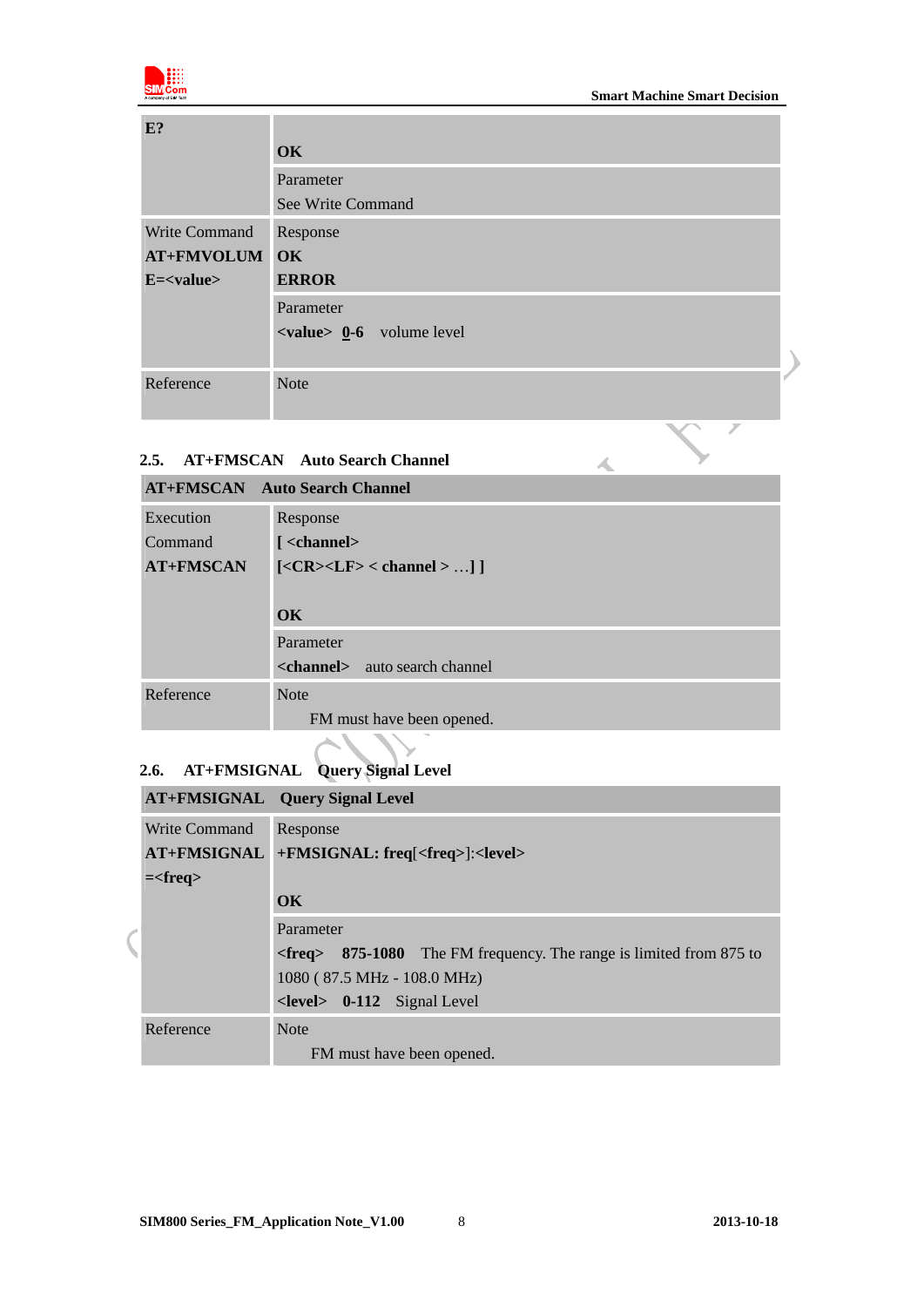| E? | **OK** |
|---|---|
| | Parameter<br>See Write Command |
| Write Command<br>**AT+FMVOLUME=<value>** | Response<br>**OK**<br>**ERROR** |
| | Parameter<br>**<value>** **0-6** volume level |
| Reference | Note |

## 2.5. AT+FMSCAN Auto Search Channel

| **AT+FMSCAN Auto Search Channel** | |
|---|---|
| Execution Command<br>**AT+FMSCAN** | Response<br>**[ <channel>**<br>**[<CR><LF> < channel > …] ]**<br><br>**OK** |
| | Parameter<br>**<channel>** auto search channel |
| Reference | Note<br>FM must have been opened. |

## 2.6. AT+FMSIGNAL Query Signal Level

| **AT+FMSIGNAL Query Signal Level** | |
|---|---|
| Write Command<br>**AT+FMSIGNAL=<freq>** | Response<br>**+FMSIGNAL: freq**[**<freq>**]:**<level>**<br><br>**OK** |
| | Parameter<br>**<freq>** **875-1080** The FM frequency. The range is limited from 875 to 1080 ( 87.5 MHz - 108.0 MHz)<br>**<level>** **0-112** Signal Level |
| Reference | Note<br>FM must have been opened. |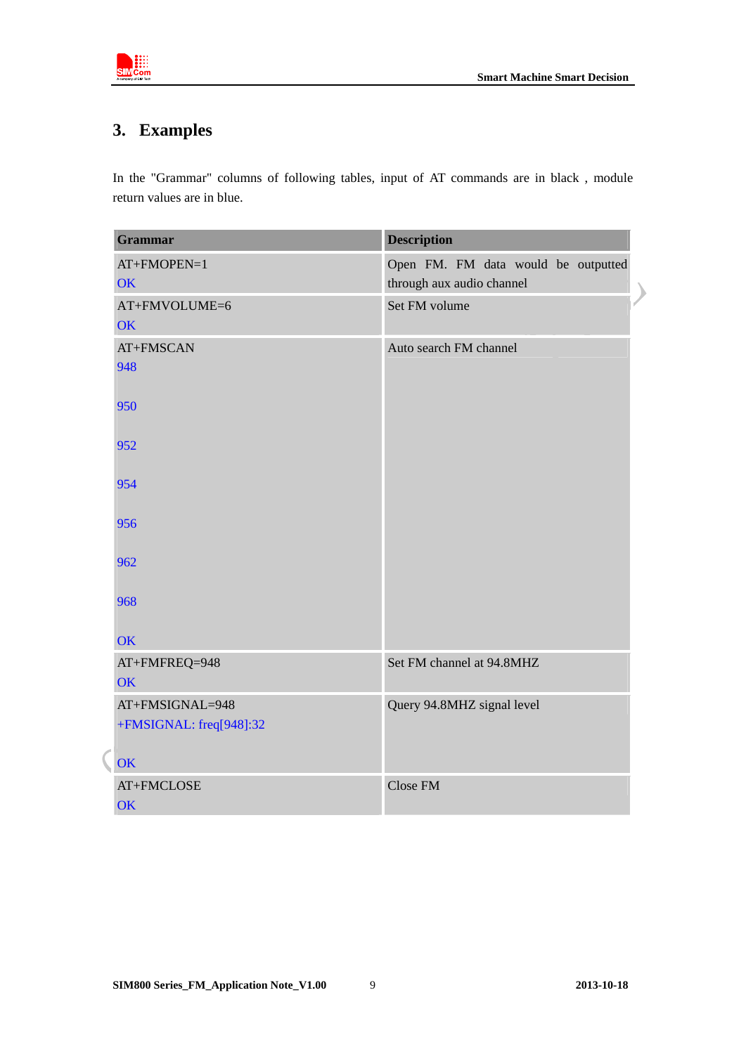# 3. Examples

In the "Grammar" columns of following tables, input of AT commands are in black , module return values are in blue.

| Grammar | Description |
|---|---|
| AT+FMOPEN=1<br>OK | Open FM. FM data would be outputted through aux audio channel |
| AT+FMVOLUME=6<br>OK | Set FM volume |
| AT+FMSCAN<br>948<br><br>950<br><br>952<br><br>954<br><br>956<br><br>962<br><br>968<br><br>OK | Auto search FM channel |
| AT+FMFREQ=948<br>OK | Set FM channel at 94.8MHZ |
| AT+FMSIGNAL=948<br>+FMSIGNAL: freq[948]:32<br><br>OK | Query 94.8MHZ signal level |
| AT+FMCLOSE<br>OK | Close FM |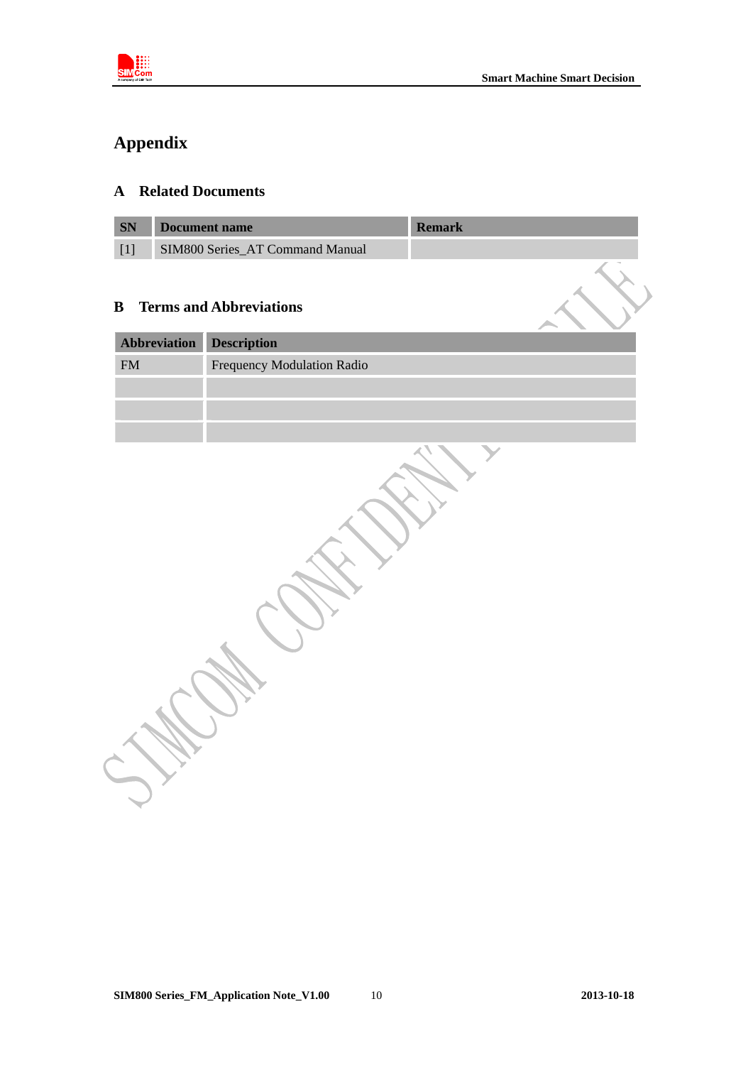# Appendix

## A Related Documents

| SN | Document name | Remark |
|---|---|---|
| [1] | SIM800 Series_AT Command Manual | |

## B Terms and Abbreviations

| Abbreviation | Description |
|---|---|
| FM | Frequency Modulation Radio |
| | |
| | |
| | |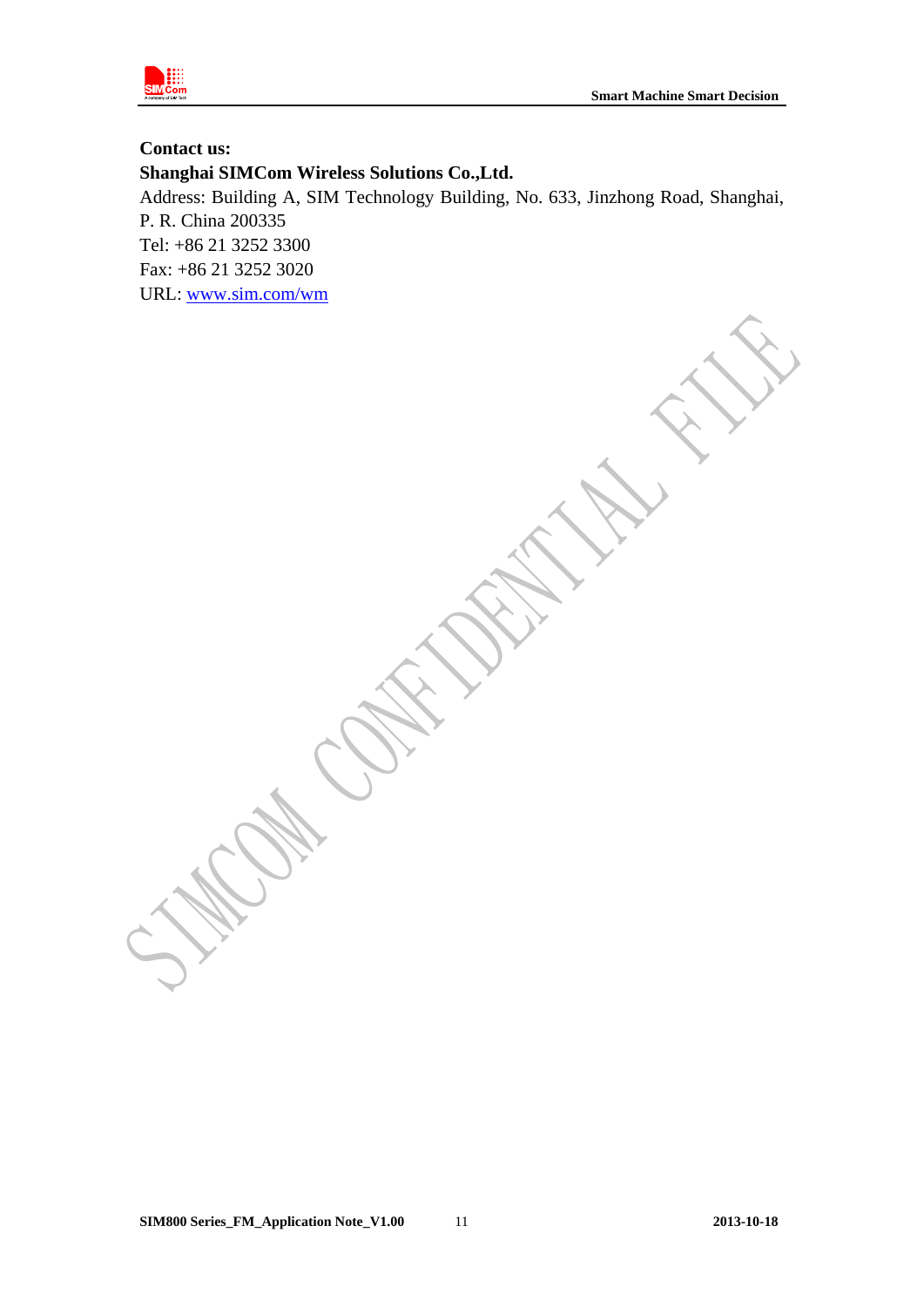**Contact us:**

**Shanghai SIMCom Wireless Solutions Co.,Ltd.**

Address: Building A, SIM Technology Building, No. 633, Jinzhong Road, Shanghai, P. R. China 200335

Tel: +86 21 3252 3300

Fax: +86 21 3252 3020

URL: www.sim.com/wm